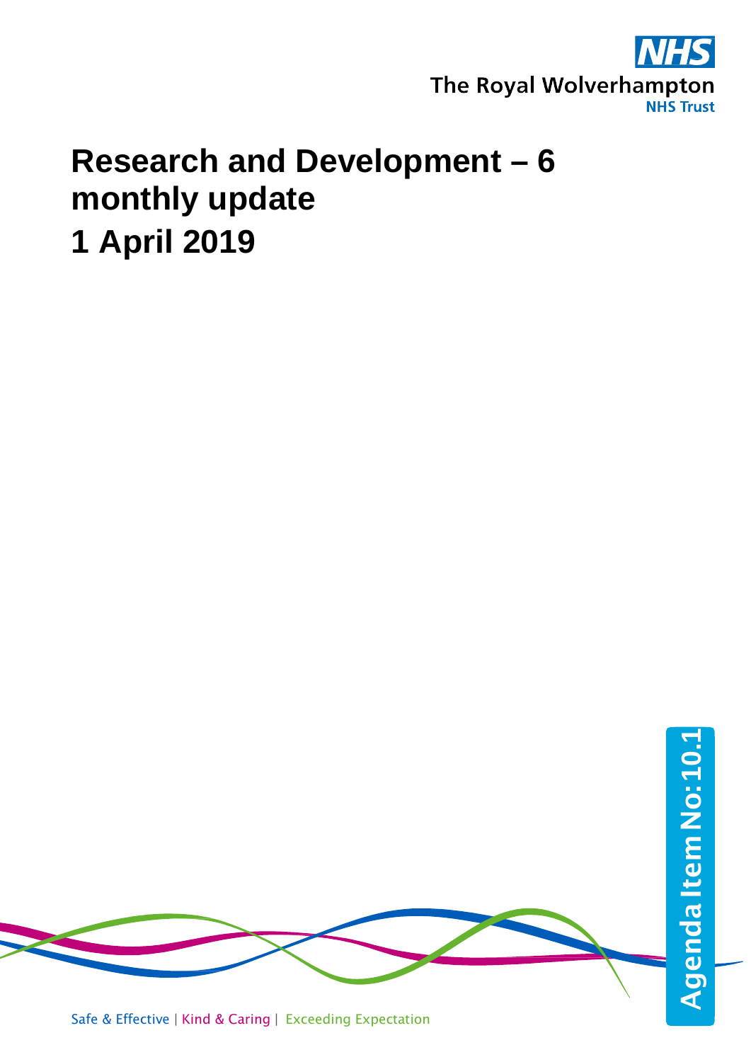NHS
The Royal Wolverhampton
NHS Trust

# Research and Development – 6 monthly update
# 1 April 2019

Agenda Item No: 10.1

Safe & Effective | Kind & Caring | Exceeding Expectation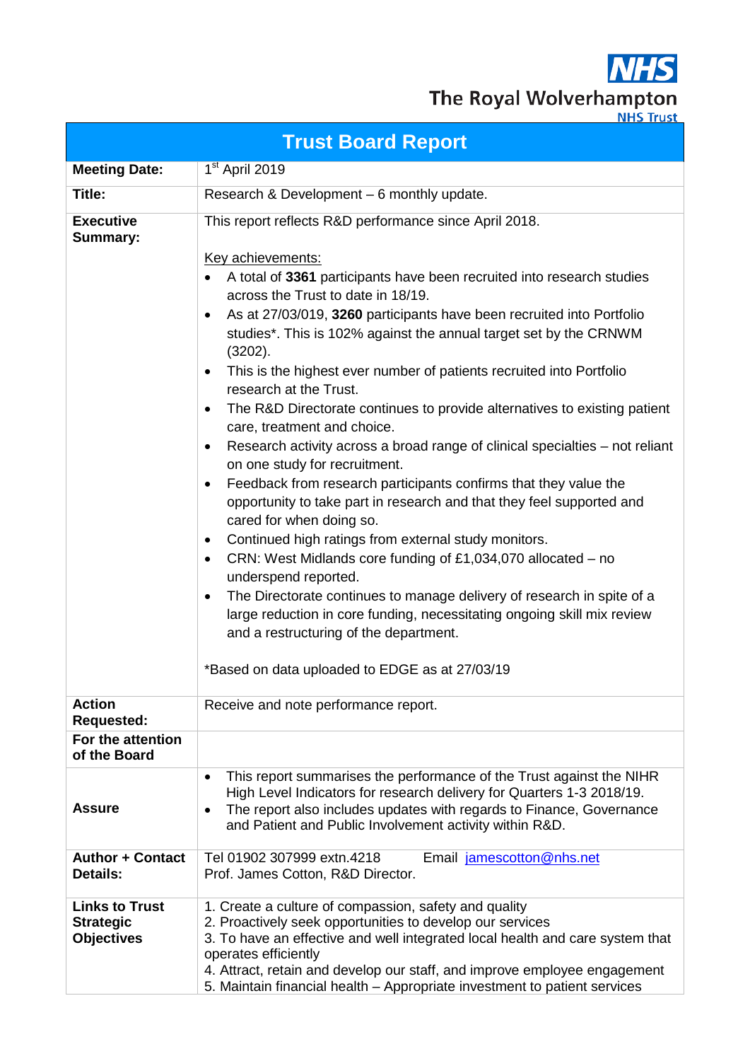NHS

The Royal Wolverhampton NHS Trust

| Trust Board Report | |
|---|---|
| **Meeting Date:** | 1st April 2019 |
| **Title:** | Research & Development – 6 monthly update. |
| **Executive Summary:** | This report reflects R&D performance since April 2018.<br><br>Key achievements:<br>• A total of **3361** participants have been recruited into research studies across the Trust to date in 18/19.<br>• As at 27/03/019, **3260** participants have been recruited into Portfolio studies*. This is 102% against the annual target set by the CRNWM (3202).<br>• This is the highest ever number of patients recruited into Portfolio research at the Trust.<br>• The R&D Directorate continues to provide alternatives to existing patient care, treatment and choice.<br>• Research activity across a broad range of clinical specialties – not reliant on one study for recruitment.<br>• Feedback from research participants confirms that they value the opportunity to take part in research and that they feel supported and cared for when doing so.<br>• Continued high ratings from external study monitors.<br>• CRN: West Midlands core funding of £1,034,070 allocated – no underspend reported.<br>• The Directorate continues to manage delivery of research in spite of a large reduction in core funding, necessitating ongoing skill mix review and a restructuring of the department.<br><br>*Based on data uploaded to EDGE as at 27/03/19 |
| **Action Requested:** | Receive and note performance report. |
| **For the attention of the Board** | |
| **Assure** | • This report summarises the performance of the Trust against the NIHR High Level Indicators for research delivery for Quarters 1-3 2018/19.<br>• The report also includes updates with regards to Finance, Governance and Patient and Public Involvement activity within R&D. |
| **Author + Contact Details:** | Tel 01902 307999 extn.4218 Email jamescotton@nhs.net<br>Prof. James Cotton, R&D Director. |
| **Links to Trust Strategic Objectives** | 1. Create a culture of compassion, safety and quality<br>2. Proactively seek opportunities to develop our services<br>3. To have an effective and well integrated local health and care system that operates efficiently<br>4. Attract, retain and develop our staff, and improve employee engagement<br>5. Maintain financial health – Appropriate investment to patient services |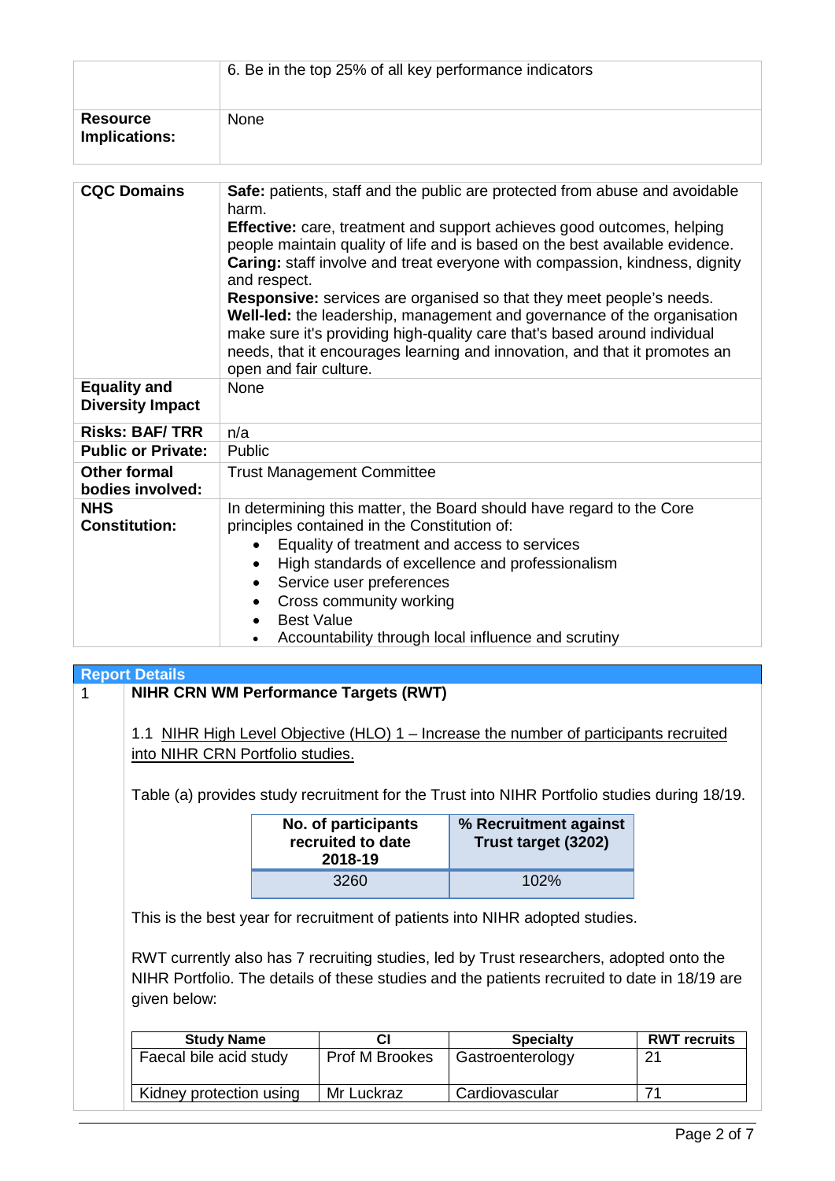| | |
|---|---|
| | 6. Be in the top 25% of all key performance indicators |
| **Resource Implications:** | None |

| | |
|---|---|
| **CQC Domains** | **Safe:** patients, staff and the public are protected from abuse and avoidable harm.<br>**Effective:** care, treatment and support achieves good outcomes, helping people maintain quality of life and is based on the best available evidence.<br>**Caring:** staff involve and treat everyone with compassion, kindness, dignity and respect.<br>**Responsive:** services are organised so that they meet people's needs.<br>**Well-led:** the leadership, management and governance of the organisation make sure it's providing high-quality care that's based around individual needs, that it encourages learning and innovation, and that it promotes an open and fair culture. |
| **Equality and Diversity Impact** | None |
| **Risks: BAF/ TRR** | n/a |
| **Public or Private:** | Public |
| **Other formal bodies involved:** | Trust Management Committee |
| **NHS Constitution:** | In determining this matter, the Board should have regard to the Core principles contained in the Constitution of:<br>• Equality of treatment and access to services<br>• High standards of excellence and professionalism<br>• Service user preferences<br>• Cross community working<br>• Best Value<br>• Accountability through local influence and scrutiny |

## Report Details

### 1 NIHR CRN WM Performance Targets (RWT)

1.1 NIHR High Level Objective (HLO) 1 – Increase the number of participants recruited into NIHR CRN Portfolio studies.

Table (a) provides study recruitment for the Trust into NIHR Portfolio studies during 18/19.

| No. of participants recruited to date 2018-19 | % Recruitment against Trust target (3202) |
|---|---|
| 3260 | 102% |

This is the best year for recruitment of patients into NIHR adopted studies.

RWT currently also has 7 recruiting studies, led by Trust researchers, adopted onto the NIHR Portfolio. The details of these studies and the patients recruited to date in 18/19 are given below:

| Study Name | CI | Specialty | RWT recruits |
|---|---|---|---|
| Faecal bile acid study | Prof M Brookes | Gastroenterology | 21 |
| Kidney protection using | Mr Luckraz | Cardiovascular | 71 |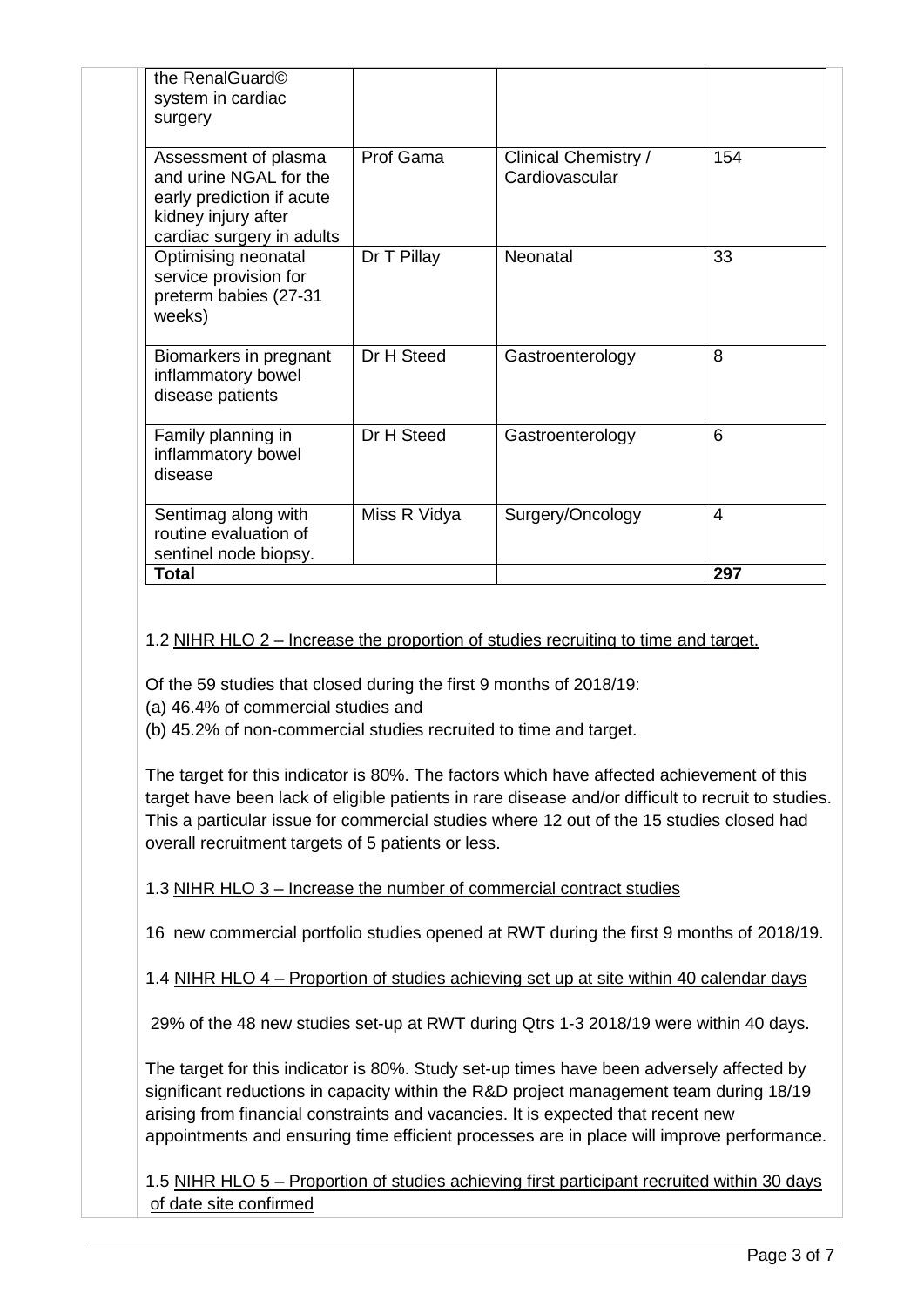| | | | |
|---|---|---|---|
| the RenalGuard© system in cardiac surgery | | | |
| Assessment of plasma and urine NGAL for the early prediction if acute kidney injury after cardiac surgery in adults | Prof Gama | Clinical Chemistry / Cardiovascular | 154 |
| Optimising neonatal service provision for preterm babies (27-31 weeks) | Dr T Pillay | Neonatal | 33 |
| Biomarkers in pregnant inflammatory bowel disease patients | Dr H Steed | Gastroenterology | 8 |
| Family planning in inflammatory bowel disease | Dr H Steed | Gastroenterology | 6 |
| Sentimag along with routine evaluation of sentinel node biopsy. | Miss R Vidya | Surgery/Oncology | 4 |
| **Total** | | | **297** |

1.2 NIHR HLO 2 – Increase the proportion of studies recruiting to time and target.

Of the 59 studies that closed during the first 9 months of 2018/19:
(a) 46.4% of commercial studies and
(b) 45.2% of non-commercial studies recruited to time and target.

The target for this indicator is 80%. The factors which have affected achievement of this target have been lack of eligible patients in rare disease and/or difficult to recruit to studies. This a particular issue for commercial studies where 12 out of the 15 studies closed had overall recruitment targets of 5 patients or less.

1.3 NIHR HLO 3 – Increase the number of commercial contract studies

16 new commercial portfolio studies opened at RWT during the first 9 months of 2018/19.

1.4 NIHR HLO 4 – Proportion of studies achieving set up at site within 40 calendar days

29% of the 48 new studies set-up at RWT during Qtrs 1-3 2018/19 were within 40 days.

The target for this indicator is 80%. Study set-up times have been adversely affected by significant reductions in capacity within the R&D project management team during 18/19 arising from financial constraints and vacancies. It is expected that recent new appointments and ensuring time efficient processes are in place will improve performance.

1.5 NIHR HLO 5 – Proportion of studies achieving first participant recruited within 30 days of date site confirmed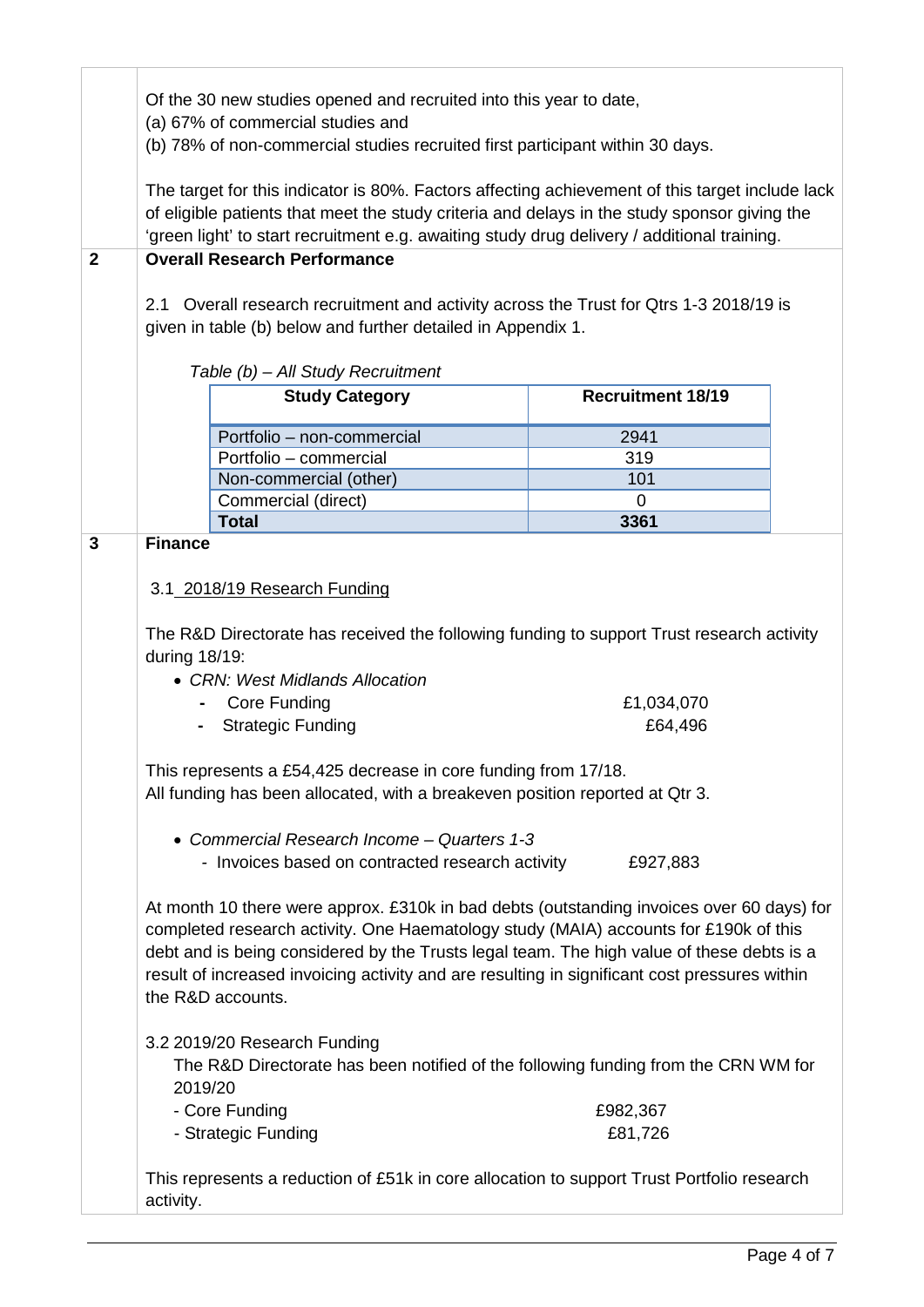Of the 30 new studies opened and recruited into this year to date,
(a) 67% of commercial studies and
(b) 78% of non-commercial studies recruited first participant within 30 days.

The target for this indicator is 80%. Factors affecting achievement of this target include lack of eligible patients that meet the study criteria and delays in the study sponsor giving the 'green light' to start recruitment e.g. awaiting study drug delivery / additional training.

## 2 Overall Research Performance

2.1 Overall research recruitment and activity across the Trust for Qtrs 1-3 2018/19 is given in table (b) below and further detailed in Appendix 1.

*Table (b) – All Study Recruitment*

| Study Category | Recruitment 18/19 |
|---|---|
| Portfolio – non-commercial | 2941 |
| Portfolio – commercial | 319 |
| Non-commercial (other) | 101 |
| Commercial (direct) | 0 |
| **Total** | **3361** |

## 3 Finance

3.1 2018/19 Research Funding

The R&D Directorate has received the following funding to support Trust research activity during 18/19:

- *CRN: West Midlands Allocation*
  - Core Funding £1,034,070
  - Strategic Funding £64,496

This represents a £54,425 decrease in core funding from 17/18.
All funding has been allocated, with a breakeven position reported at Qtr 3.

- *Commercial Research Income – Quarters 1-3*
  - Invoices based on contracted research activity £927,883

At month 10 there were approx. £310k in bad debts (outstanding invoices over 60 days) for completed research activity. One Haematology study (MAIA) accounts for £190k of this debt and is being considered by the Trusts legal team. The high value of these debts is a result of increased invoicing activity and are resulting in significant cost pressures within the R&D accounts.

3.2 2019/20 Research Funding

The R&D Directorate has been notified of the following funding from the CRN WM for 2019/20

- Core Funding £982,367
- Strategic Funding £81,726

This represents a reduction of £51k in core allocation to support Trust Portfolio research activity.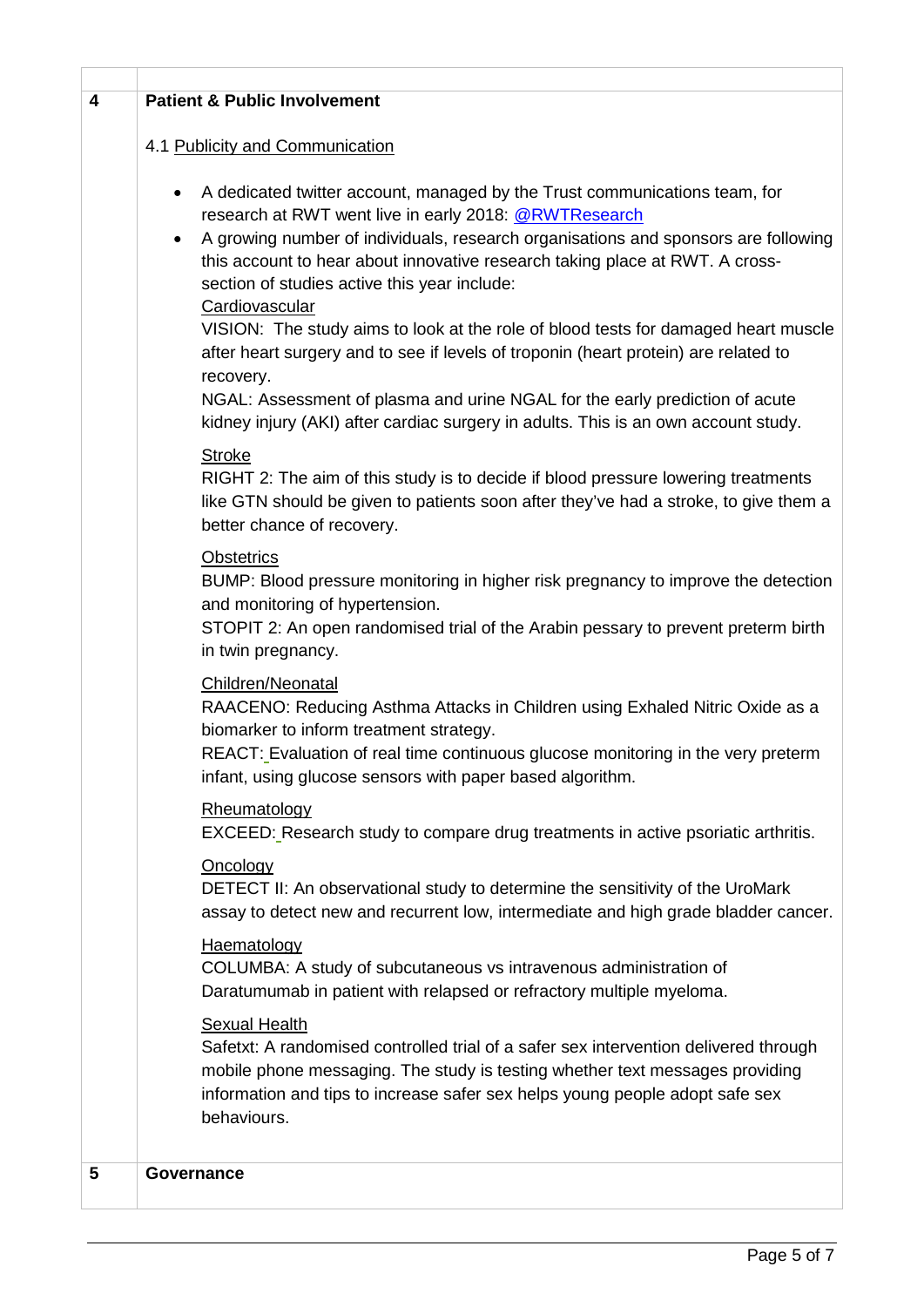## 4 Patient & Public Involvement

4.1 Publicity and Communication

- A dedicated twitter account, managed by the Trust communications team, for research at RWT went live in early 2018: @RWTResearch
- A growing number of individuals, research organisations and sponsors are following this account to hear about innovative research taking place at RWT. A cross-section of studies active this year include:

  Cardiovascular

  VISION: The study aims to look at the role of blood tests for damaged heart muscle after heart surgery and to see if levels of troponin (heart protein) are related to recovery.

  NGAL: Assessment of plasma and urine NGAL for the early prediction of acute kidney injury (AKI) after cardiac surgery in adults. This is an own account study.

  Stroke

  RIGHT 2: The aim of this study is to decide if blood pressure lowering treatments like GTN should be given to patients soon after they've had a stroke, to give them a better chance of recovery.

  Obstetrics

  BUMP: Blood pressure monitoring in higher risk pregnancy to improve the detection and monitoring of hypertension.

  STOPIT 2: An open randomised trial of the Arabin pessary to prevent preterm birth in twin pregnancy.

  Children/Neonatal

  RAACENO: Reducing Asthma Attacks in Children using Exhaled Nitric Oxide as a biomarker to inform treatment strategy.

  REACT: Evaluation of real time continuous glucose monitoring in the very preterm infant, using glucose sensors with paper based algorithm.

  Rheumatology

  EXCEED: Research study to compare drug treatments in active psoriatic arthritis.

  Oncology

  DETECT II: An observational study to determine the sensitivity of the UroMark assay to detect new and recurrent low, intermediate and high grade bladder cancer.

  Haematology

  COLUMBA: A study of subcutaneous vs intravenous administration of Daratumumab in patient with relapsed or refractory multiple myeloma.

  Sexual Health

  Safetxt: A randomised controlled trial of a safer sex intervention delivered through mobile phone messaging. The study is testing whether text messages providing information and tips to increase safer sex helps young people adopt safe sex behaviours.

## 5 Governance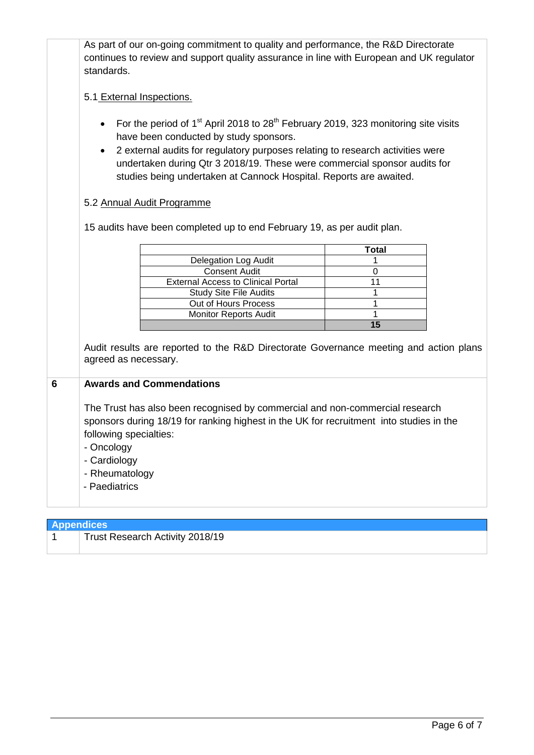As part of our on-going commitment to quality and performance, the R&D Directorate continues to review and support quality assurance in line with European and UK regulator standards.

5.1 External Inspections.

- For the period of 1st April 2018 to 28th February 2019, 323 monitoring site visits have been conducted by study sponsors.
- 2 external audits for regulatory purposes relating to research activities were undertaken during Qtr 3 2018/19. These were commercial sponsor audits for studies being undertaken at Cannock Hospital. Reports are awaited.

5.2 Annual Audit Programme

15 audits have been completed up to end February 19, as per audit plan.

| | Total |
|---|---|
| Delegation Log Audit | 1 |
| Consent Audit | 0 |
| External Access to Clinical Portal | 11 |
| Study Site File Audits | 1 |
| Out of Hours Process | 1 |
| Monitor Reports Audit | 1 |
| | **15** |

Audit results are reported to the R&D Directorate Governance meeting and action plans agreed as necessary.

## 6 Awards and Commendations

The Trust has also been recognised by commercial and non-commercial research sponsors during 18/19 for ranking highest in the UK for recruitment into studies in the following specialties:

- Oncology
- Cardiology
- Rheumatology
- Paediatrics

## Appendices

| | |
|---|---|
| 1 | Trust Research Activity 2018/19 |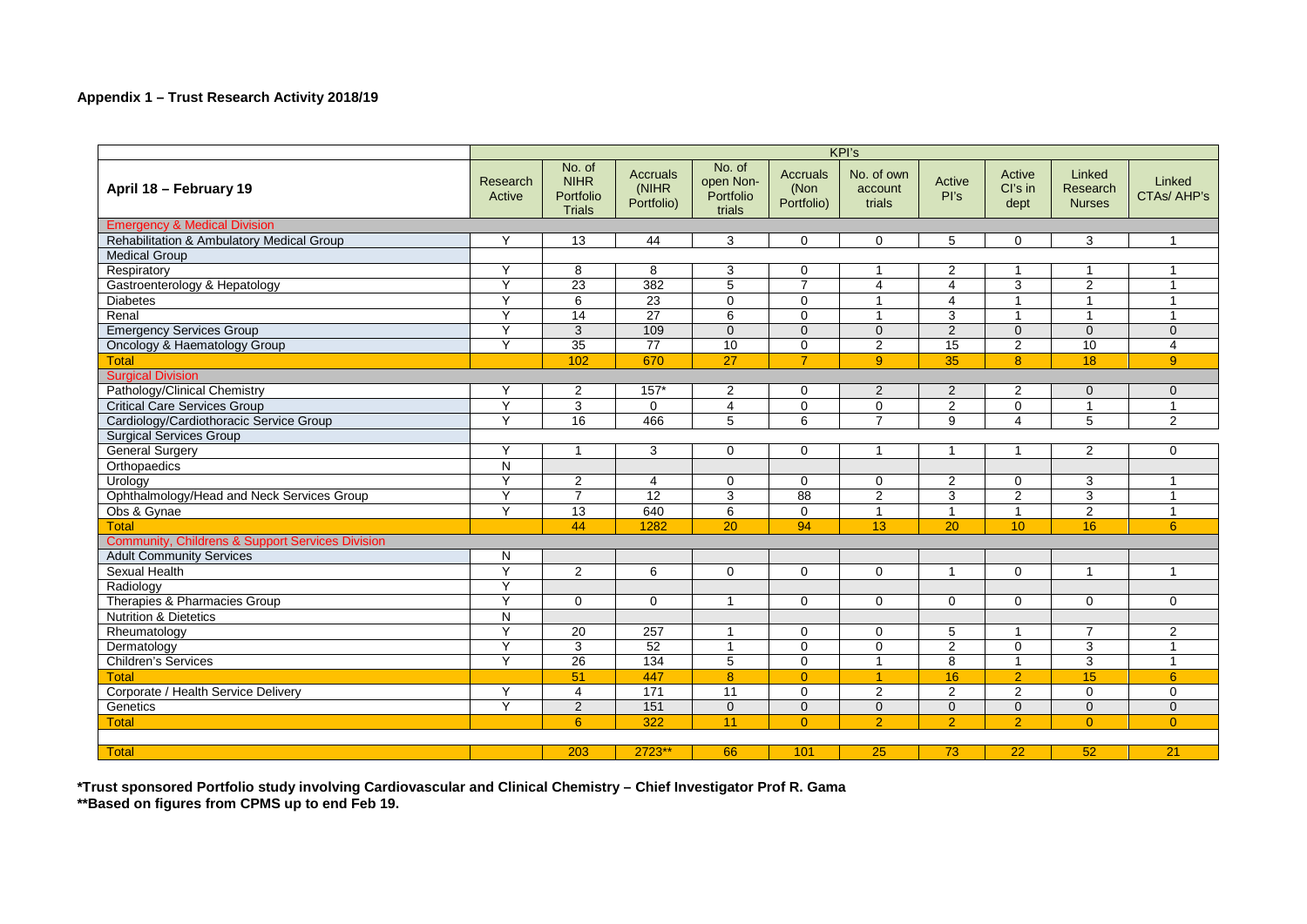**Appendix 1 – Trust Research Activity 2018/19**

| | KPI's | | | | | | | | | |
|---|---|---|---|---|---|---|---|---|---|---|
| April 18 – February 19 | Research Active | No. of NIHR Portfolio Trials | Accruals (NIHR Portfolio) | No. of open Non-Portfolio trials | Accruals (Non Portfolio) | No. of own account trials | Active PI's | Active CI's in dept | Linked Research Nurses | Linked CTAs/ AHP's |
| Emergency & Medical Division | | | | | | | | | | |
| Rehabilitation & Ambulatory Medical Group | Y | 13 | 44 | 3 | 0 | 0 | 5 | 0 | 3 | 1 |
| Medical Group | | | | | | | | | | |
| Respiratory | Y | 8 | 8 | 3 | 0 | 1 | 2 | 1 | 1 | 1 |
| Gastroenterology & Hepatology | Y | 23 | 382 | 5 | 7 | 4 | 4 | 3 | 2 | 1 |
| Diabetes | Y | 6 | 23 | 0 | 0 | 1 | 4 | 1 | 1 | 1 |
| Renal | Y | 14 | 27 | 6 | 0 | 1 | 3 | 1 | 1 | 1 |
| Emergency Services Group | Y | 3 | 109 | 0 | 0 | 0 | 2 | 0 | 0 | 0 |
| Oncology & Haematology Group | Y | 35 | 77 | 10 | 0 | 2 | 15 | 2 | 10 | 4 |
| Total | | 102 | 670 | 27 | 7 | 9 | 35 | 8 | 18 | 9 |
| Surgical Division | | | | | | | | | | |
| Pathology/Clinical Chemistry | Y | 2 | 157* | 2 | 0 | 2 | 2 | 2 | 0 | 0 |
| Critical Care Services Group | Y | 3 | 0 | 4 | 0 | 0 | 2 | 0 | 1 | 1 |
| Cardiology/Cardiothoracic Service Group | Y | 16 | 466 | 5 | 6 | 7 | 9 | 4 | 5 | 2 |
| Surgical Services Group | | | | | | | | | | |
| General Surgery | Y | 1 | 3 | 0 | 0 | 1 | 1 | 1 | 2 | 0 |
| Orthopaedics | N | | | | | | | | | |
| Urology | Y | 2 | 4 | 0 | 0 | 0 | 2 | 0 | 3 | 1 |
| Ophthalmology/Head and Neck Services Group | Y | 7 | 12 | 3 | 88 | 2 | 3 | 2 | 3 | 1 |
| Obs & Gynae | Y | 13 | 640 | 6 | 0 | 1 | 1 | 1 | 2 | 1 |
| Total | | 44 | 1282 | 20 | 94 | 13 | 20 | 10 | 16 | 6 |
| Community, Childrens & Support Services Division | | | | | | | | | | |
| Adult Community Services | N | | | | | | | | | |
| Sexual Health | Y | 2 | 6 | 0 | 0 | 0 | 1 | 0 | 1 | 1 |
| Radiology | Y | | | | | | | | | |
| Therapies & Pharmacies Group | Y | 0 | 0 | 1 | 0 | 0 | 0 | 0 | 0 | 0 |
| Nutrition & Dietetics | N | | | | | | | | | |
| Rheumatology | Y | 20 | 257 | 1 | 0 | 0 | 5 | 1 | 7 | 2 |
| Dermatology | Y | 3 | 52 | 1 | 0 | 0 | 2 | 0 | 3 | 1 |
| Children's Services | Y | 26 | 134 | 5 | 0 | 1 | 8 | 1 | 3 | 1 |
| Total | | 51 | 447 | 8 | 0 | 1 | 16 | 2 | 15 | 6 |
| Corporate / Health Service Delivery | Y | 4 | 171 | 11 | 0 | 2 | 2 | 2 | 0 | 0 |
| Genetics | Y | 2 | 151 | 0 | 0 | 0 | 0 | 0 | 0 | 0 |
| Total | | 6 | 322 | 11 | 0 | 2 | 2 | 2 | 0 | 0 |
| | | | | | | | | | | |
| Total | | 203 | 2723** | 66 | 101 | 25 | 73 | 22 | 52 | 21 |

**\*Trust sponsored Portfolio study involving Cardiovascular and Clinical Chemistry – Chief Investigator Prof R. Gama**
**\*\*Based on figures from CPMS up to end Feb 19.**